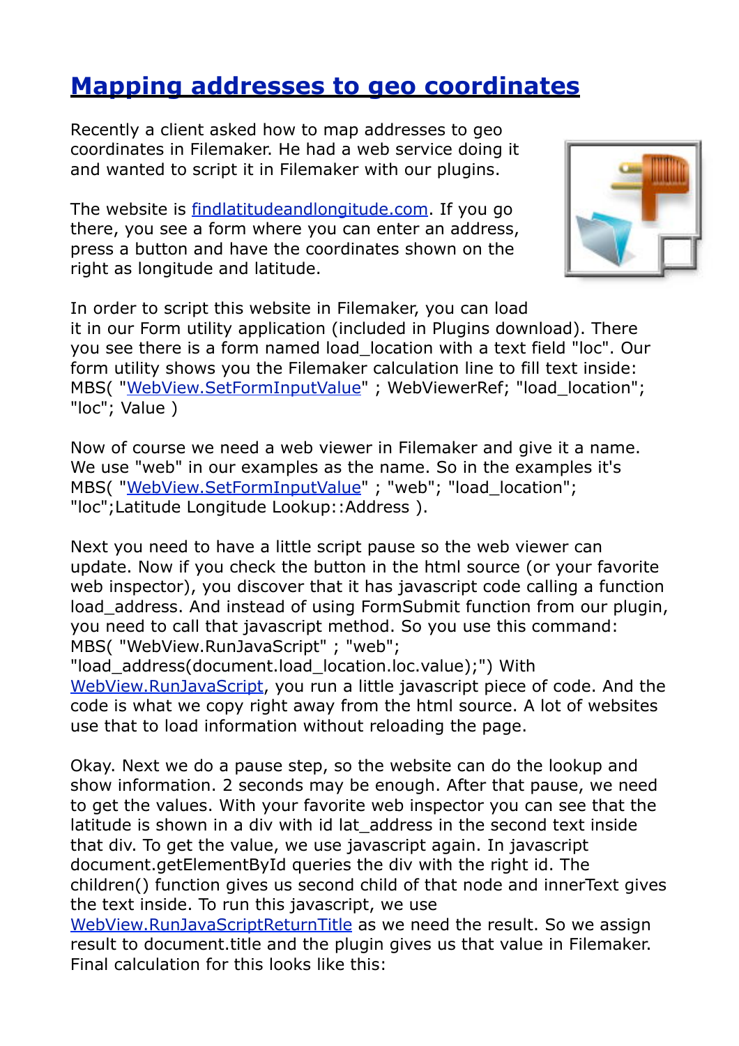# [Mapping addresses to geo coordinates]

Recently a client asked how to map addresses to geo coordinates in Filemaker. He had a web service doing it and wanted to script it in Filemaker with our plugins.

The website is [findlatitudeandlongitude.com]. If you go there, you see a form where you can enter an address, press a button and have the coordinates shown on the right as longitude and latitude.

In order to script this website in Filemaker, you can load it in our Form utility application (included in Plugins download). There you see there is a form named load_location with a text field "loc". Our form utility shows you the Filemaker calculation line to fill text inside: MBS( "[WebView.SetFormInputValue]" ; WebViewerRef; "load_location"; "loc"; Value )

Now of course we need a web viewer in Filemaker and give it a name. We use "web" in our examples as the name. So in the examples it's MBS( "[WebView.SetFormInputValue]" ; "web"; "load_location"; "loc";Latitude Longitude Lookup::Address ).

Next you need to have a little script pause so the web viewer can update. Now if you check the button in the html source (or your favorite web inspector), you discover that it has javascript code calling a function load_address. And instead of using FormSubmit function from our plugin, you need to call that javascript method. So you use this command: MBS( "WebView.RunJavaScript" ; "web"; "load_address(document.load_location.loc.value);") With [WebView.RunJavaScript], you run a little javascript piece of code. And the code is what we copy right away from the html source. A lot of websites use that to load information without reloading the page.

Okay. Next we do a pause step, so the website can do the lookup and show information. 2 seconds may be enough. After that pause, we need to get the values. With your favorite web inspector you can see that the latitude is shown in a div with id lat_address in the second text inside that div. To get the value, we use javascript again. In javascript document.getElementById queries the div with the right id. The children() function gives us second child of that node and innerText gives the text inside. To run this javascript, we use [WebView.RunJavaScriptReturnTitle] as we need the result. So we assign result to document.title and the plugin gives us that value in Filemaker. Final calculation for this looks like this: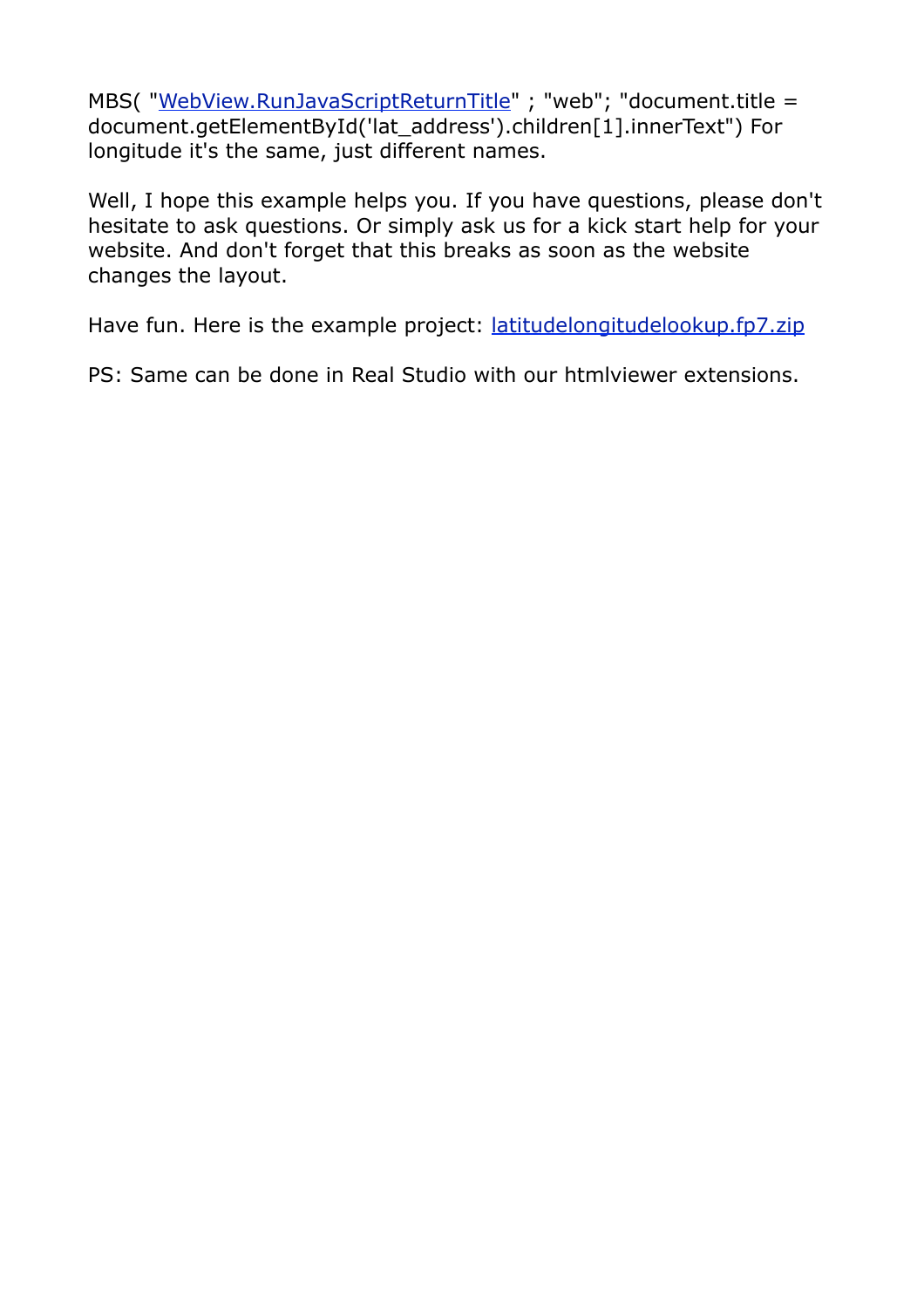MBS( "[WebView.RunJavaScriptReturnTitle]" ; "web"; "document.title = document.getElementById('lat_address').children[1].innerText") For longitude it's the same, just different names.

Well, I hope this example helps you. If you have questions, please don't hesitate to ask questions. Or simply ask us for a kick start help for your website. And don't forget that this breaks as soon as the website changes the layout.

Have fun. Here is the example project: [latitudelongitudelookup.fp7.zip]

PS: Same can be done in Real Studio with our htmlviewer extensions.